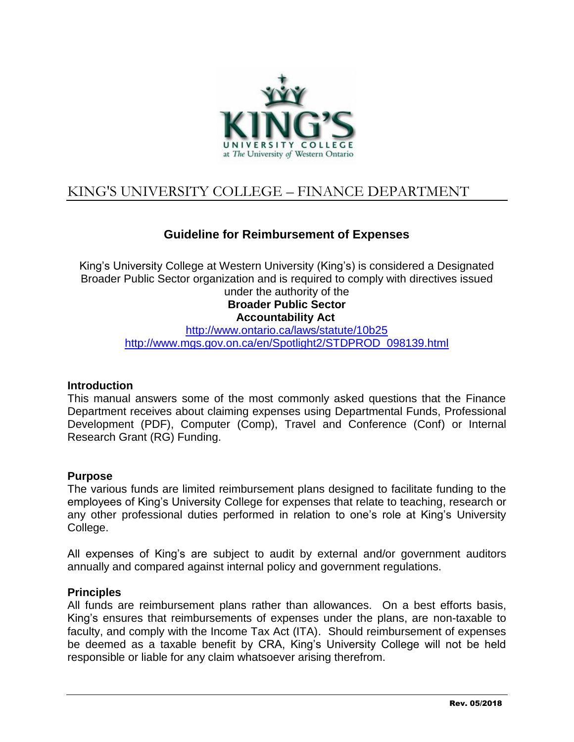# KING'S UNIVERSITY COLLEGE – FINANCE DEPARTMENT

## Guideline for Reimbursement of Expenses

King's University College at Western University (King's) is considered a Designated Broader Public Sector organization and is required to comply with directives issued under the authority of the

**Broader Public Sector Accountability Act**

http://www.ontario.ca/laws/statute/10b25
http://www.mgs.gov.on.ca/en/Spotlight2/STDPROD_098139.html

### Introduction

This manual answers some of the most commonly asked questions that the Finance Department receives about claiming expenses using Departmental Funds, Professional Development (PDF), Computer (Comp), Travel and Conference (Conf) or Internal Research Grant (RG) Funding.

### Purpose

The various funds are limited reimbursement plans designed to facilitate funding to the employees of King's University College for expenses that relate to teaching, research or any other professional duties performed in relation to one's role at King's University College.

All expenses of King's are subject to audit by external and/or government auditors annually and compared against internal policy and government regulations.

### Principles

All funds are reimbursement plans rather than allowances. On a best efforts basis, King's ensures that reimbursements of expenses under the plans, are non-taxable to faculty, and comply with the Income Tax Act (ITA). Should reimbursement of expenses be deemed as a taxable benefit by CRA, King's University College will not be held responsible or liable for any claim whatsoever arising therefrom.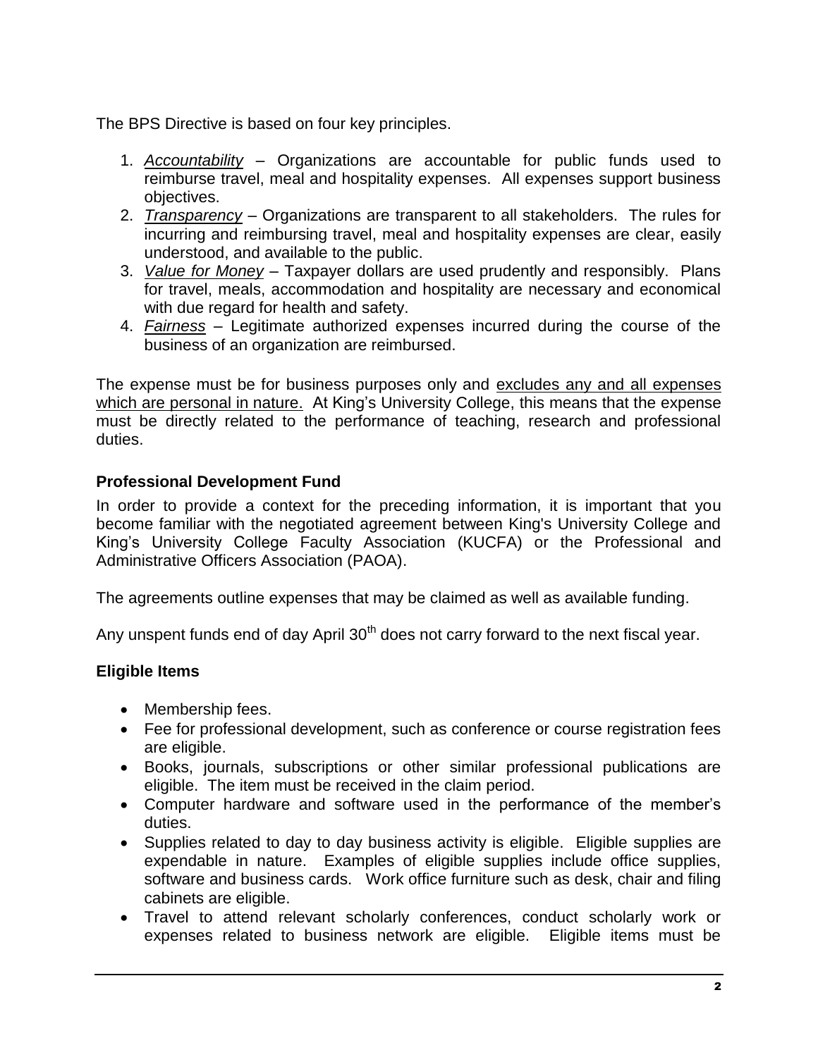The BPS Directive is based on four key principles.

1. *Accountability* – Organizations are accountable for public funds used to reimburse travel, meal and hospitality expenses. All expenses support business objectives.
2. *Transparency* – Organizations are transparent to all stakeholders. The rules for incurring and reimbursing travel, meal and hospitality expenses are clear, easily understood, and available to the public.
3. *Value for Money* – Taxpayer dollars are used prudently and responsibly. Plans for travel, meals, accommodation and hospitality are necessary and economical with due regard for health and safety.
4. *Fairness* – Legitimate authorized expenses incurred during the course of the business of an organization are reimbursed.

The expense must be for business purposes only and excludes any and all expenses which are personal in nature. At King's University College, this means that the expense must be directly related to the performance of teaching, research and professional duties.

**Professional Development Fund**

In order to provide a context for the preceding information, it is important that you become familiar with the negotiated agreement between King's University College and King's University College Faculty Association (KUCFA) or the Professional and Administrative Officers Association (PAOA).

The agreements outline expenses that may be claimed as well as available funding.

Any unspent funds end of day April 30th does not carry forward to the next fiscal year.

**Eligible Items**

- Membership fees.
- Fee for professional development, such as conference or course registration fees are eligible.
- Books, journals, subscriptions or other similar professional publications are eligible. The item must be received in the claim period.
- Computer hardware and software used in the performance of the member's duties.
- Supplies related to day to day business activity is eligible. Eligible supplies are expendable in nature. Examples of eligible supplies include office supplies, software and business cards. Work office furniture such as desk, chair and filing cabinets are eligible.
- Travel to attend relevant scholarly conferences, conduct scholarly work or expenses related to business network are eligible. Eligible items must be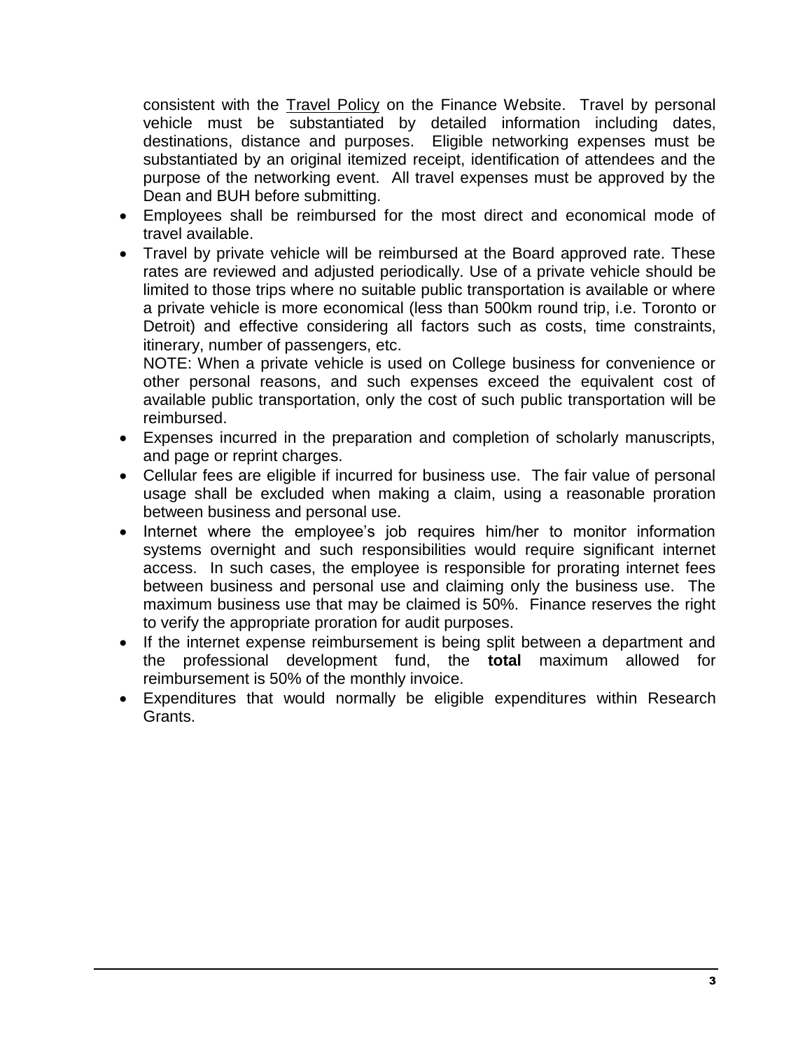consistent with the Travel Policy on the Finance Website. Travel by personal vehicle must be substantiated by detailed information including dates, destinations, distance and purposes. Eligible networking expenses must be substantiated by an original itemized receipt, identification of attendees and the purpose of the networking event. All travel expenses must be approved by the Dean and BUH before submitting.

- Employees shall be reimbursed for the most direct and economical mode of travel available.
- Travel by private vehicle will be reimbursed at the Board approved rate. These rates are reviewed and adjusted periodically. Use of a private vehicle should be limited to those trips where no suitable public transportation is available or where a private vehicle is more economical (less than 500km round trip, i.e. Toronto or Detroit) and effective considering all factors such as costs, time constraints, itinerary, number of passengers, etc.

  NOTE: When a private vehicle is used on College business for convenience or other personal reasons, and such expenses exceed the equivalent cost of available public transportation, only the cost of such public transportation will be reimbursed.
- Expenses incurred in the preparation and completion of scholarly manuscripts, and page or reprint charges.
- Cellular fees are eligible if incurred for business use. The fair value of personal usage shall be excluded when making a claim, using a reasonable proration between business and personal use.
- Internet where the employee's job requires him/her to monitor information systems overnight and such responsibilities would require significant internet access. In such cases, the employee is responsible for prorating internet fees between business and personal use and claiming only the business use. The maximum business use that may be claimed is 50%. Finance reserves the right to verify the appropriate proration for audit purposes.
- If the internet expense reimbursement is being split between a department and the professional development fund, the **total** maximum allowed for reimbursement is 50% of the monthly invoice.
- Expenditures that would normally be eligible expenditures within Research Grants.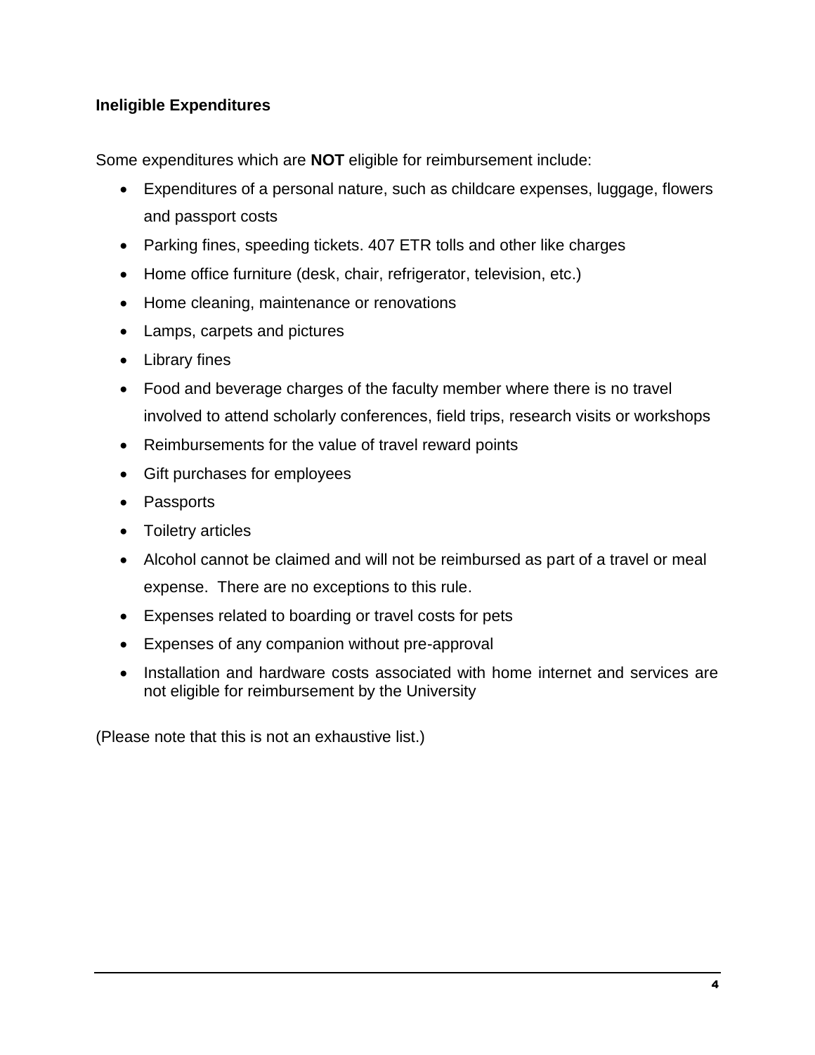**Ineligible Expenditures**

Some expenditures which are **NOT** eligible for reimbursement include:

- Expenditures of a personal nature, such as childcare expenses, luggage, flowers and passport costs
- Parking fines, speeding tickets. 407 ETR tolls and other like charges
- Home office furniture (desk, chair, refrigerator, television, etc.)
- Home cleaning, maintenance or renovations
- Lamps, carpets and pictures
- Library fines
- Food and beverage charges of the faculty member where there is no travel involved to attend scholarly conferences, field trips, research visits or workshops
- Reimbursements for the value of travel reward points
- Gift purchases for employees
- Passports
- Toiletry articles
- Alcohol cannot be claimed and will not be reimbursed as part of a travel or meal expense. There are no exceptions to this rule.
- Expenses related to boarding or travel costs for pets
- Expenses of any companion without pre-approval
- Installation and hardware costs associated with home internet and services are not eligible for reimbursement by the University

(Please note that this is not an exhaustive list.)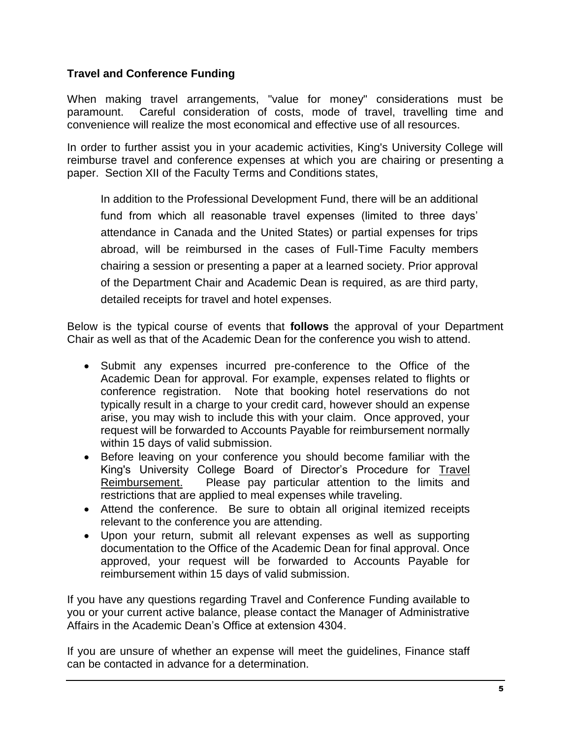## Travel and Conference Funding

When making travel arrangements, "value for money" considerations must be paramount. Careful consideration of costs, mode of travel, travelling time and convenience will realize the most economical and effective use of all resources.

In order to further assist you in your academic activities, King's University College will reimburse travel and conference expenses at which you are chairing or presenting a paper. Section XII of the Faculty Terms and Conditions states,

> In addition to the Professional Development Fund, there will be an additional fund from which all reasonable travel expenses (limited to three days' attendance in Canada and the United States) or partial expenses for trips abroad, will be reimbursed in the cases of Full-Time Faculty members chairing a session or presenting a paper at a learned society. Prior approval of the Department Chair and Academic Dean is required, as are third party, detailed receipts for travel and hotel expenses.

Below is the typical course of events that **follows** the approval of your Department Chair as well as that of the Academic Dean for the conference you wish to attend.

- Submit any expenses incurred pre-conference to the Office of the Academic Dean for approval. For example, expenses related to flights or conference registration. Note that booking hotel reservations do not typically result in a charge to your credit card, however should an expense arise, you may wish to include this with your claim. Once approved, your request will be forwarded to Accounts Payable for reimbursement normally within 15 days of valid submission.
- Before leaving on your conference you should become familiar with the King's University College Board of Director's Procedure for Travel Reimbursement. Please pay particular attention to the limits and restrictions that are applied to meal expenses while traveling.
- Attend the conference. Be sure to obtain all original itemized receipts relevant to the conference you are attending.
- Upon your return, submit all relevant expenses as well as supporting documentation to the Office of the Academic Dean for final approval. Once approved, your request will be forwarded to Accounts Payable for reimbursement within 15 days of valid submission.

If you have any questions regarding Travel and Conference Funding available to you or your current active balance, please contact the Manager of Administrative Affairs in the Academic Dean's Office at extension 4304.

If you are unsure of whether an expense will meet the guidelines, Finance staff can be contacted in advance for a determination.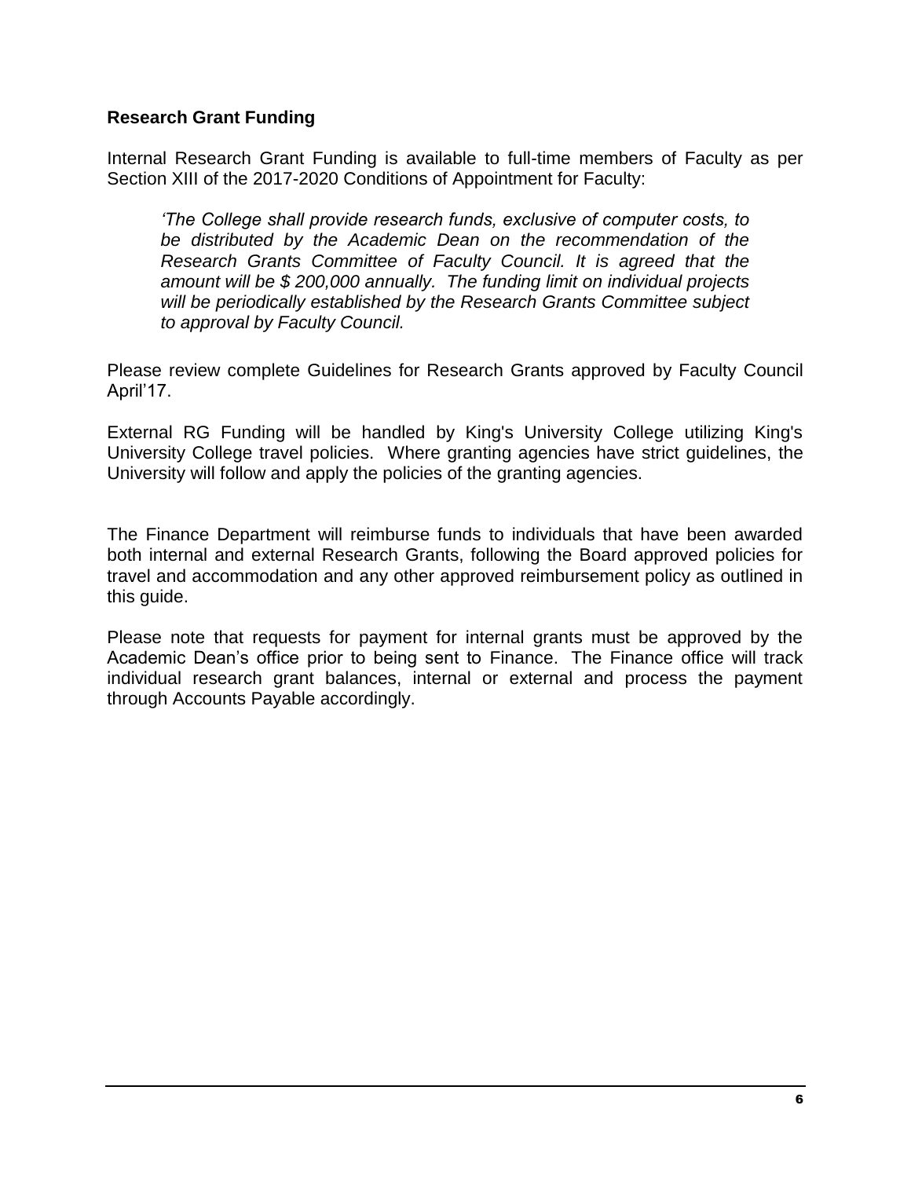**Research Grant Funding**

Internal Research Grant Funding is available to full-time members of Faculty as per Section XIII of the 2017-2020 Conditions of Appointment for Faculty:

> *'The College shall provide research funds, exclusive of computer costs, to be distributed by the Academic Dean on the recommendation of the Research Grants Committee of Faculty Council. It is agreed that the amount will be $ 200,000 annually. The funding limit on individual projects will be periodically established by the Research Grants Committee subject to approval by Faculty Council.*

Please review complete Guidelines for Research Grants approved by Faculty Council April'17.

External RG Funding will be handled by King's University College utilizing King's University College travel policies. Where granting agencies have strict guidelines, the University will follow and apply the policies of the granting agencies.

The Finance Department will reimburse funds to individuals that have been awarded both internal and external Research Grants, following the Board approved policies for travel and accommodation and any other approved reimbursement policy as outlined in this guide.

Please note that requests for payment for internal grants must be approved by the Academic Dean's office prior to being sent to Finance. The Finance office will track individual research grant balances, internal or external and process the payment through Accounts Payable accordingly.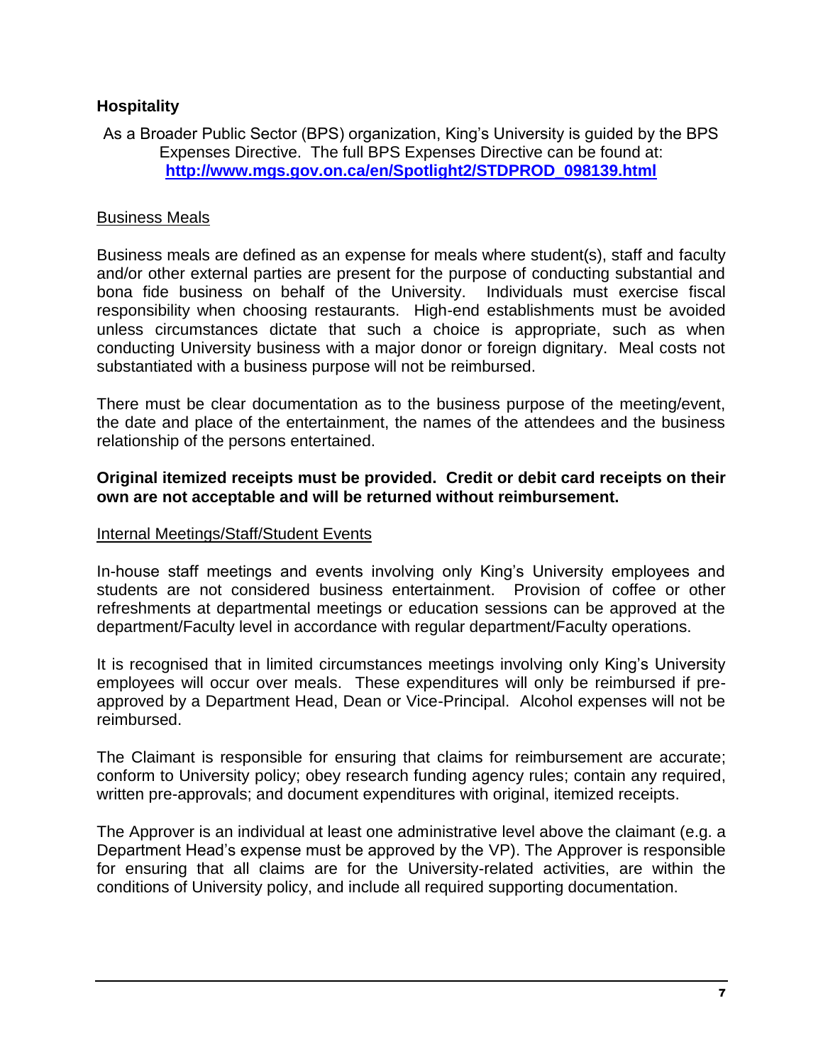## Hospitality

As a Broader Public Sector (BPS) organization, King's University is guided by the BPS Expenses Directive. The full BPS Expenses Directive can be found at: **[http://www.mgs.gov.on.ca/en/Spotlight2/STDPROD_098139.html](http://www.mgs.gov.on.ca/en/Spotlight2/STDPROD_098139.html)**

### Business Meals

Business meals are defined as an expense for meals where student(s), staff and faculty and/or other external parties are present for the purpose of conducting substantial and bona fide business on behalf of the University. Individuals must exercise fiscal responsibility when choosing restaurants. High-end establishments must be avoided unless circumstances dictate that such a choice is appropriate, such as when conducting University business with a major donor or foreign dignitary. Meal costs not substantiated with a business purpose will not be reimbursed.

There must be clear documentation as to the business purpose of the meeting/event, the date and place of the entertainment, the names of the attendees and the business relationship of the persons entertained.

**Original itemized receipts must be provided. Credit or debit card receipts on their own are not acceptable and will be returned without reimbursement.**

### Internal Meetings/Staff/Student Events

In-house staff meetings and events involving only King's University employees and students are not considered business entertainment. Provision of coffee or other refreshments at departmental meetings or education sessions can be approved at the department/Faculty level in accordance with regular department/Faculty operations.

It is recognised that in limited circumstances meetings involving only King's University employees will occur over meals. These expenditures will only be reimbursed if pre-approved by a Department Head, Dean or Vice-Principal. Alcohol expenses will not be reimbursed.

The Claimant is responsible for ensuring that claims for reimbursement are accurate; conform to University policy; obey research funding agency rules; contain any required, written pre-approvals; and document expenditures with original, itemized receipts.

The Approver is an individual at least one administrative level above the claimant (e.g. a Department Head's expense must be approved by the VP). The Approver is responsible for ensuring that all claims are for the University-related activities, are within the conditions of University policy, and include all required supporting documentation.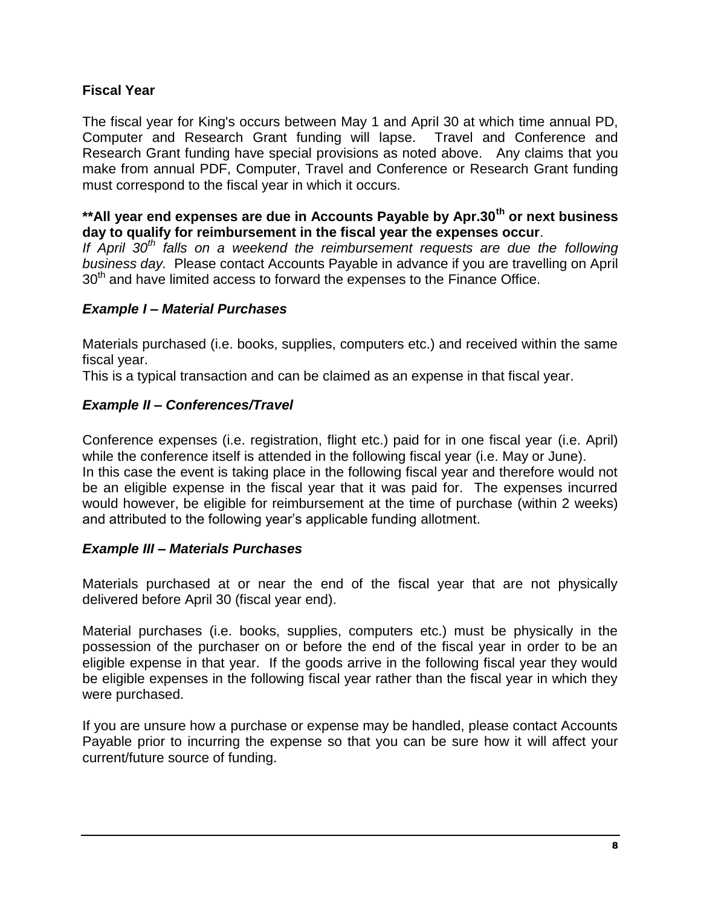## Fiscal Year

The fiscal year for King's occurs between May 1 and April 30 at which time annual PD, Computer and Research Grant funding will lapse. Travel and Conference and Research Grant funding have special provisions as noted above. Any claims that you make from annual PDF, Computer, Travel and Conference or Research Grant funding must correspond to the fiscal year in which it occurs.

**\*\*All year end expenses are due in Accounts Payable by Apr.30th or next business day to qualify for reimbursement in the fiscal year the expenses occur**.

*If April 30th falls on a weekend the reimbursement requests are due the following business day.* Please contact Accounts Payable in advance if you are travelling on April 30th and have limited access to forward the expenses to the Finance Office.

### *Example I – Material Purchases*

Materials purchased (i.e. books, supplies, computers etc.) and received within the same fiscal year.

This is a typical transaction and can be claimed as an expense in that fiscal year.

### *Example II – Conferences/Travel*

Conference expenses (i.e. registration, flight etc.) paid for in one fiscal year (i.e. April) while the conference itself is attended in the following fiscal year (i.e. May or June).

In this case the event is taking place in the following fiscal year and therefore would not be an eligible expense in the fiscal year that it was paid for. The expenses incurred would however, be eligible for reimbursement at the time of purchase (within 2 weeks) and attributed to the following year's applicable funding allotment.

### *Example III – Materials Purchases*

Materials purchased at or near the end of the fiscal year that are not physically delivered before April 30 (fiscal year end).

Material purchases (i.e. books, supplies, computers etc.) must be physically in the possession of the purchaser on or before the end of the fiscal year in order to be an eligible expense in that year. If the goods arrive in the following fiscal year they would be eligible expenses in the following fiscal year rather than the fiscal year in which they were purchased.

If you are unsure how a purchase or expense may be handled, please contact Accounts Payable prior to incurring the expense so that you can be sure how it will affect your current/future source of funding.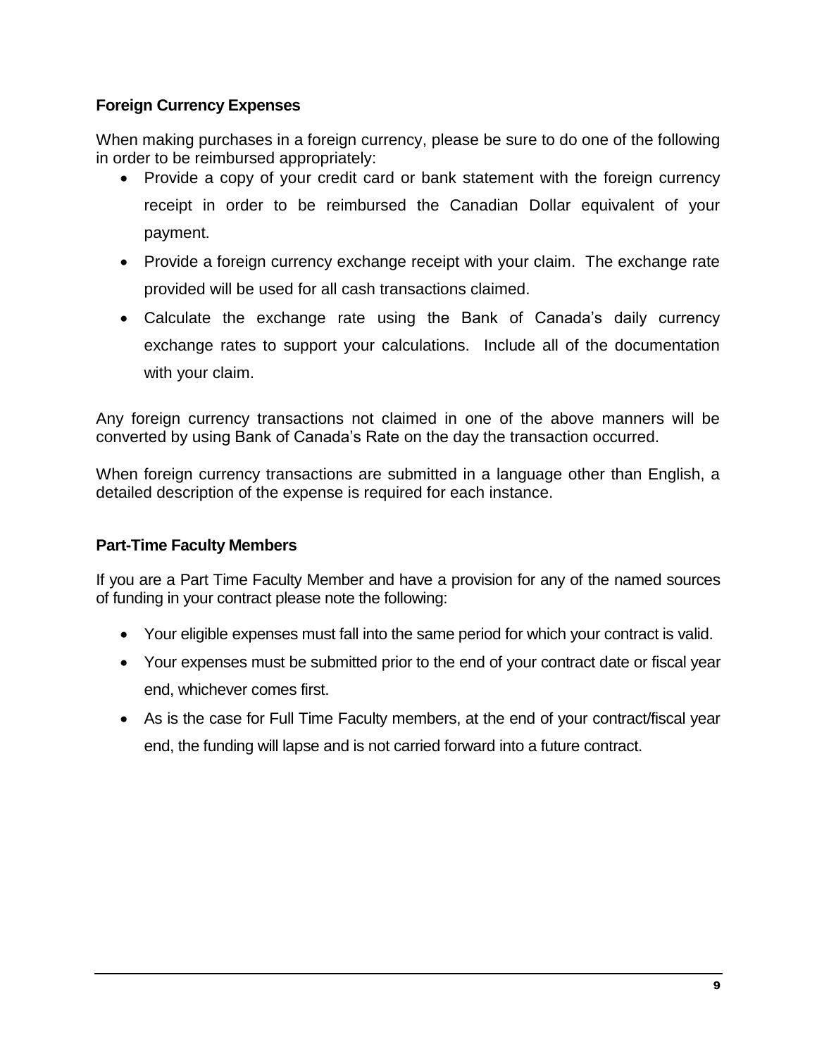**Foreign Currency Expenses**

When making purchases in a foreign currency, please be sure to do one of the following in order to be reimbursed appropriately:

- Provide a copy of your credit card or bank statement with the foreign currency receipt in order to be reimbursed the Canadian Dollar equivalent of your payment.
- Provide a foreign currency exchange receipt with your claim. The exchange rate provided will be used for all cash transactions claimed.
- Calculate the exchange rate using the Bank of Canada's daily currency exchange rates to support your calculations. Include all of the documentation with your claim.

Any foreign currency transactions not claimed in one of the above manners will be converted by using Bank of Canada's Rate on the day the transaction occurred.

When foreign currency transactions are submitted in a language other than English, a detailed description of the expense is required for each instance.

**Part-Time Faculty Members**

If you are a Part Time Faculty Member and have a provision for any of the named sources of funding in your contract please note the following:

- Your eligible expenses must fall into the same period for which your contract is valid.
- Your expenses must be submitted prior to the end of your contract date or fiscal year end, whichever comes first.
- As is the case for Full Time Faculty members, at the end of your contract/fiscal year end, the funding will lapse and is not carried forward into a future contract.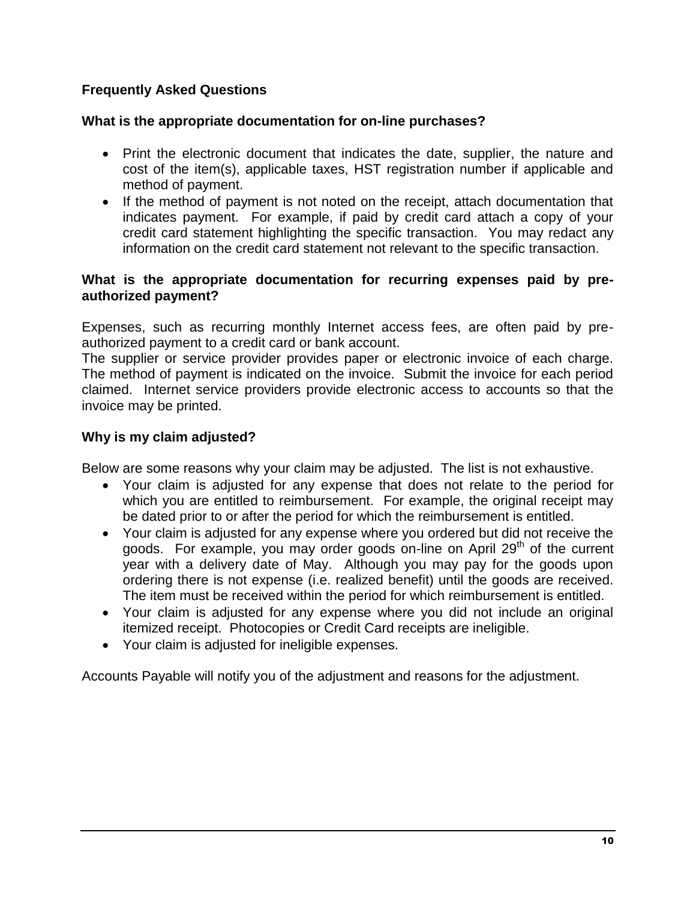## Frequently Asked Questions

### What is the appropriate documentation for on-line purchases?

- Print the electronic document that indicates the date, supplier, the nature and cost of the item(s), applicable taxes, HST registration number if applicable and method of payment.
- If the method of payment is not noted on the receipt, attach documentation that indicates payment. For example, if paid by credit card attach a copy of your credit card statement highlighting the specific transaction. You may redact any information on the credit card statement not relevant to the specific transaction.

### What is the appropriate documentation for recurring expenses paid by pre-authorized payment?

Expenses, such as recurring monthly Internet access fees, are often paid by pre-authorized payment to a credit card or bank account.
The supplier or service provider provides paper or electronic invoice of each charge. The method of payment is indicated on the invoice. Submit the invoice for each period claimed. Internet service providers provide electronic access to accounts so that the invoice may be printed.

### Why is my claim adjusted?

Below are some reasons why your claim may be adjusted. The list is not exhaustive.

- Your claim is adjusted for any expense that does not relate to the period for which you are entitled to reimbursement. For example, the original receipt may be dated prior to or after the period for which the reimbursement is entitled.
- Your claim is adjusted for any expense where you ordered but did not receive the goods. For example, you may order goods on-line on April 29th of the current year with a delivery date of May. Although you may pay for the goods upon ordering there is not expense (i.e. realized benefit) until the goods are received. The item must be received within the period for which reimbursement is entitled.
- Your claim is adjusted for any expense where you did not include an original itemized receipt. Photocopies or Credit Card receipts are ineligible.
- Your claim is adjusted for ineligible expenses.

Accounts Payable will notify you of the adjustment and reasons for the adjustment.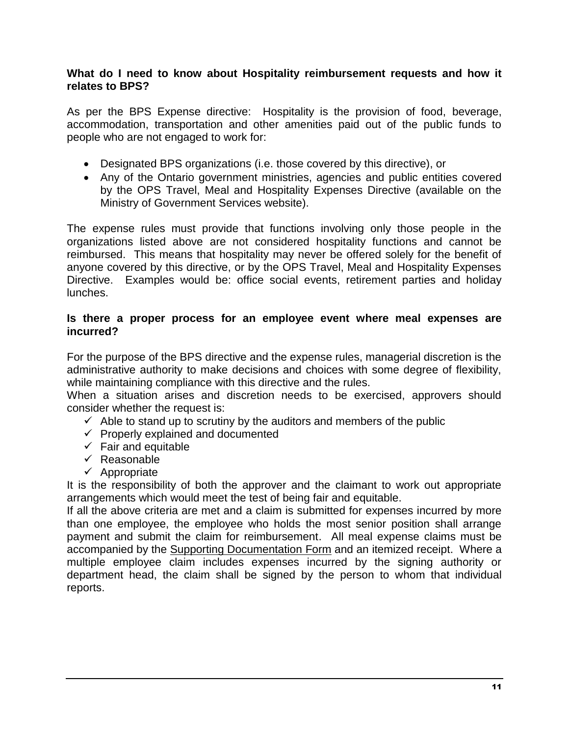**What do I need to know about Hospitality reimbursement requests and how it relates to BPS?**

As per the BPS Expense directive: Hospitality is the provision of food, beverage, accommodation, transportation and other amenities paid out of the public funds to people who are not engaged to work for:

- Designated BPS organizations (i.e. those covered by this directive), or
- Any of the Ontario government ministries, agencies and public entities covered by the OPS Travel, Meal and Hospitality Expenses Directive (available on the Ministry of Government Services website).

The expense rules must provide that functions involving only those people in the organizations listed above are not considered hospitality functions and cannot be reimbursed. This means that hospitality may never be offered solely for the benefit of anyone covered by this directive, or by the OPS Travel, Meal and Hospitality Expenses Directive. Examples would be: office social events, retirement parties and holiday lunches.

**Is there a proper process for an employee event where meal expenses are incurred?**

For the purpose of the BPS directive and the expense rules, managerial discretion is the administrative authority to make decisions and choices with some degree of flexibility, while maintaining compliance with this directive and the rules.

When a situation arises and discretion needs to be exercised, approvers should consider whether the request is:

- ✓ Able to stand up to scrutiny by the auditors and members of the public
- ✓ Properly explained and documented
- ✓ Fair and equitable
- ✓ Reasonable
- ✓ Appropriate

It is the responsibility of both the approver and the claimant to work out appropriate arrangements which would meet the test of being fair and equitable.

If all the above criteria are met and a claim is submitted for expenses incurred by more than one employee, the employee who holds the most senior position shall arrange payment and submit the claim for reimbursement. All meal expense claims must be accompanied by the Supporting Documentation Form and an itemized receipt. Where a multiple employee claim includes expenses incurred by the signing authority or department head, the claim shall be signed by the person to whom that individual reports.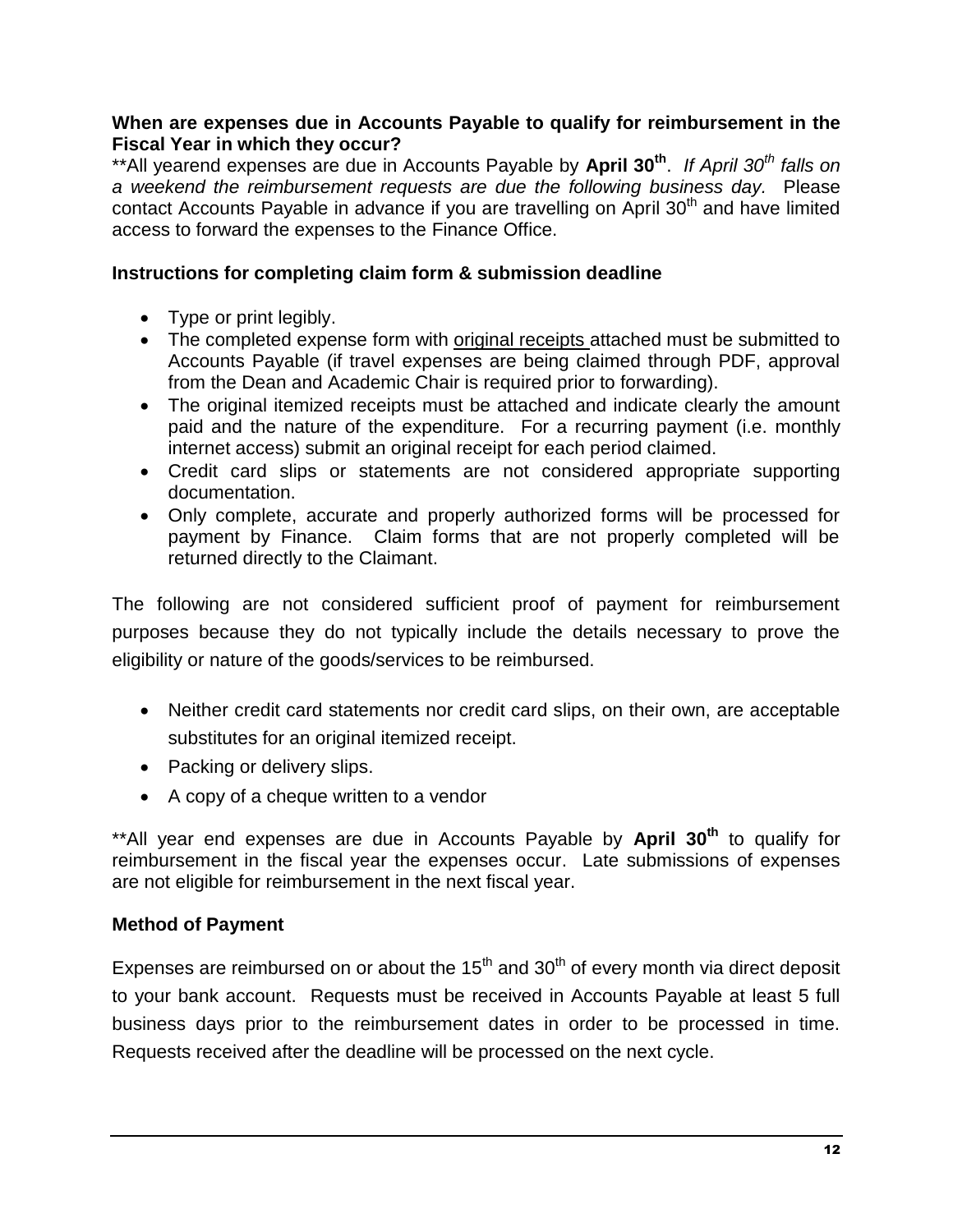**When are expenses due in Accounts Payable to qualify for reimbursement in the Fiscal Year in which they occur?**

**All yearend expenses are due in Accounts Payable by **April 30th**. *If April 30th falls on a weekend the reimbursement requests are due the following business day.* Please contact Accounts Payable in advance if you are travelling on April 30th and have limited access to forward the expenses to the Finance Office.

**Instructions for completing claim form & submission deadline**

- Type or print legibly.
- The completed expense form with <u>original receipts</u> attached must be submitted to Accounts Payable (if travel expenses are being claimed through PDF, approval from the Dean and Academic Chair is required prior to forwarding).
- The original itemized receipts must be attached and indicate clearly the amount paid and the nature of the expenditure. For a recurring payment (i.e. monthly internet access) submit an original receipt for each period claimed.
- Credit card slips or statements are not considered appropriate supporting documentation.
- Only complete, accurate and properly authorized forms will be processed for payment by Finance. Claim forms that are not properly completed will be returned directly to the Claimant.

The following are not considered sufficient proof of payment for reimbursement purposes because they do not typically include the details necessary to prove the eligibility or nature of the goods/services to be reimbursed.

- Neither credit card statements nor credit card slips, on their own, are acceptable substitutes for an original itemized receipt.
- Packing or delivery slips.
- A copy of a cheque written to a vendor

**All year end expenses are due in Accounts Payable by **April 30th** to qualify for reimbursement in the fiscal year the expenses occur. Late submissions of expenses are not eligible for reimbursement in the next fiscal year.

**Method of Payment**

Expenses are reimbursed on or about the 15th and 30th of every month via direct deposit to your bank account. Requests must be received in Accounts Payable at least 5 full business days prior to the reimbursement dates in order to be processed in time. Requests received after the deadline will be processed on the next cycle.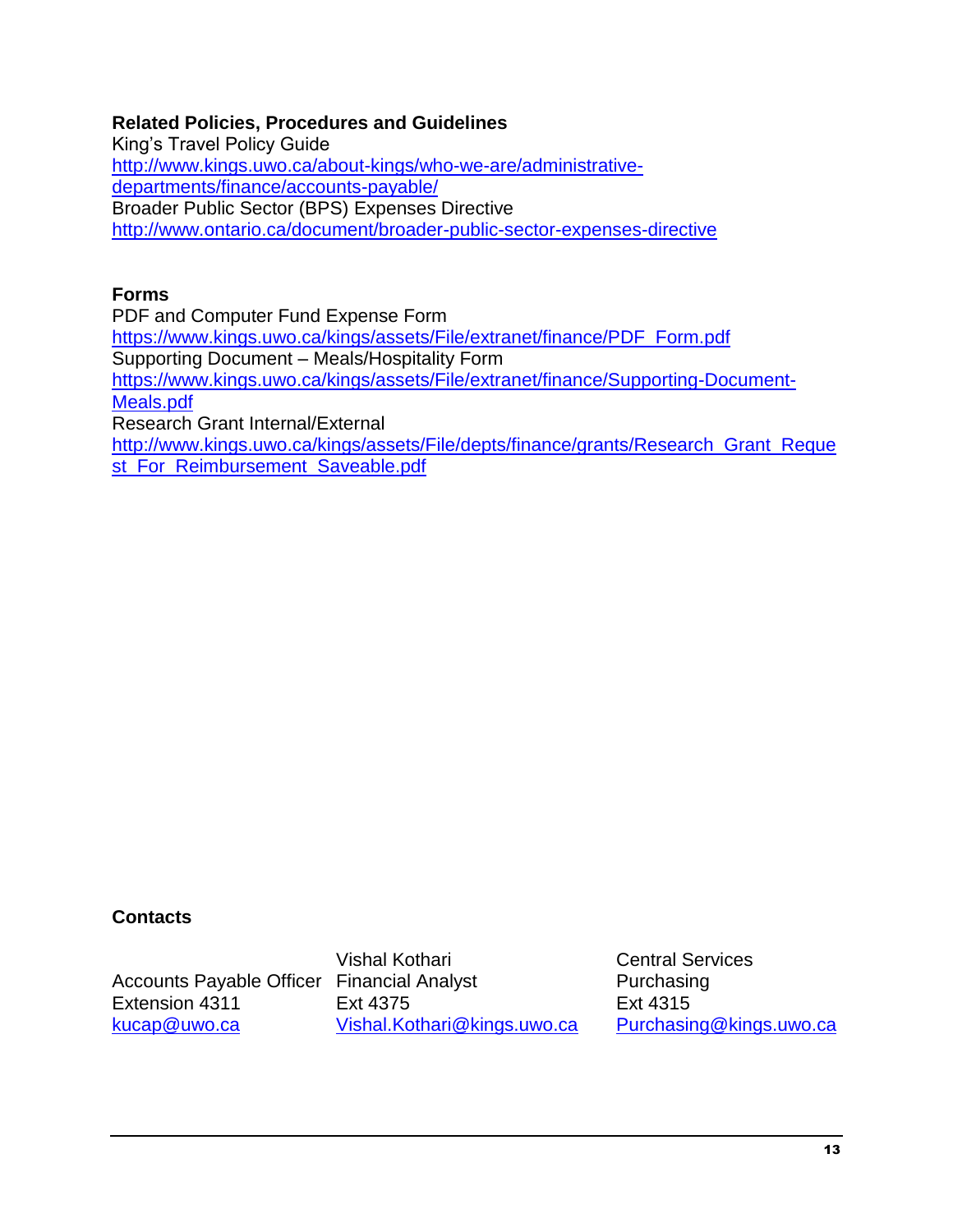**Related Policies, Procedures and Guidelines**

King's Travel Policy Guide
http://www.kings.uwo.ca/about-kings/who-we-are/administrative-departments/finance/accounts-payable/
Broader Public Sector (BPS) Expenses Directive
http://www.ontario.ca/document/broader-public-sector-expenses-directive

**Forms**

PDF and Computer Fund Expense Form
https://www.kings.uwo.ca/kings/assets/File/extranet/finance/PDF_Form.pdf
Supporting Document – Meals/Hospitality Form
https://www.kings.uwo.ca/kings/assets/File/extranet/finance/Supporting-Document-Meals.pdf
Research Grant Internal/External
http://www.kings.uwo.ca/kings/assets/File/depts/finance/grants/Research_Grant_Request_For_Reimbursement_Saveable.pdf

**Contacts**

| | | |
|---|---|---|
| | Vishal Kothari | Central Services |
| Accounts Payable Officer | Financial Analyst | Purchasing |
| Extension 4311 | Ext 4375 | Ext 4315 |
| kucap@uwo.ca | Vishal.Kothari@kings.uwo.ca | Purchasing@kings.uwo.ca |